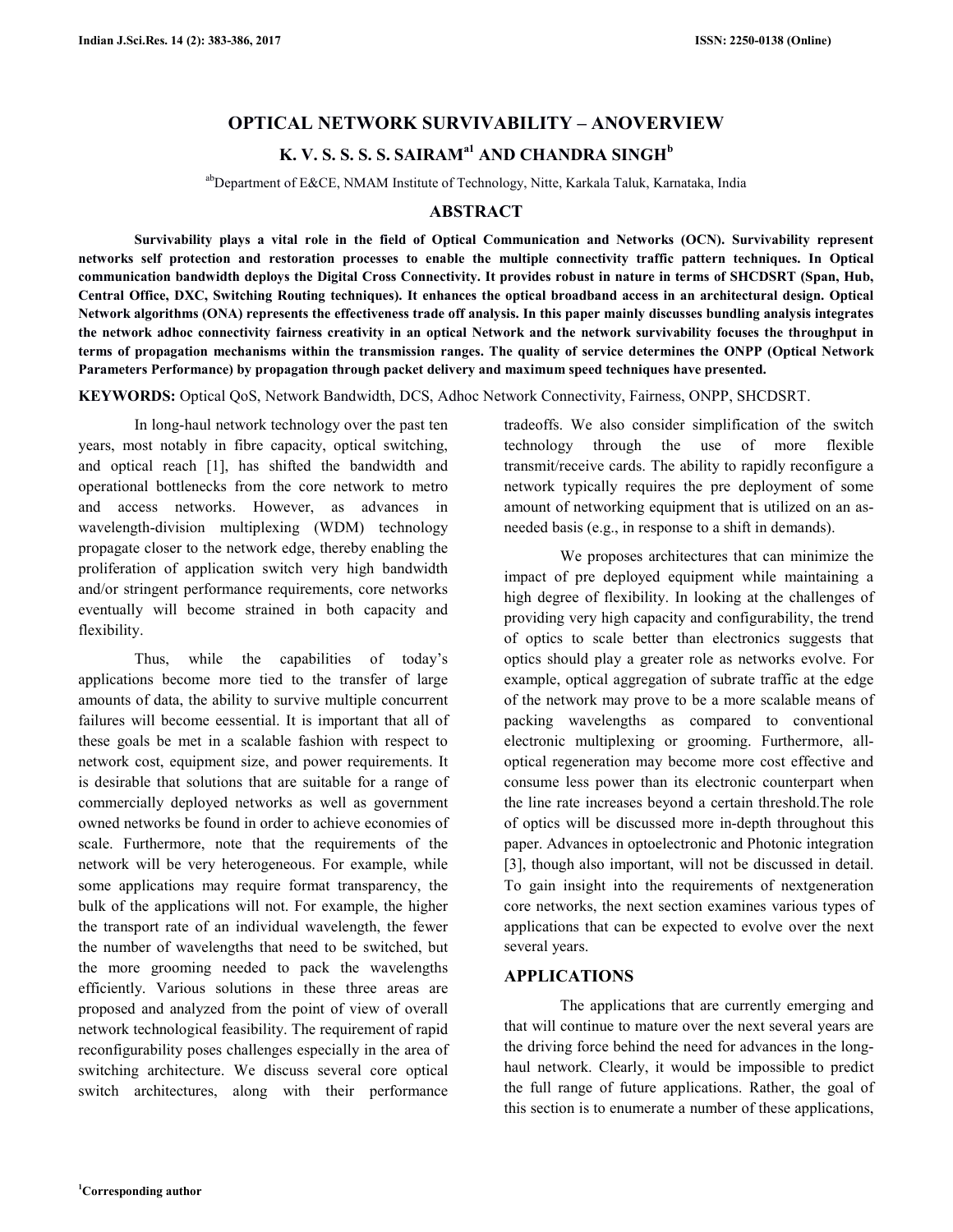# OPTICAL NETWORK SURVIVABILITY – ANOVERVIEW

## K. V. S. S. S. S. SAIRAM[a1] AND CHANDRA SINGH[b]

[ab]Department of E&CE, NMAM Institute of Technology, Nitte, Karkala Taluk, Karnataka, India

## ABSTRACT

**Survivability plays a vital role in the field of Optical Communication and Networks (OCN). Survivability represent networks self protection and restoration processes to enable the multiple connectivity traffic pattern techniques. In Optical communication bandwidth deploys the Digital Cross Connectivity. It provides robust in nature in terms of SHCDSRT (Span, Hub, Central Office, DXC, Switching Routing techniques). It enhances the optical broadband access in an architectural design. Optical Network algorithms (ONA) represents the effectiveness trade off analysis. In this paper mainly discusses bundling analysis integrates the network adhoc connectivity fairness creativity in an optical Network and the network survivability focuses the throughput in terms of propagation mechanisms within the transmission ranges. The quality of service determines the ONPP (Optical Network Parameters Performance) by propagation through packet delivery and maximum speed techniques have presented.**

**KEYWORDS:** Optical QoS, Network Bandwidth, DCS, Adhoc Network Connectivity, Fairness, ONPP, SHCDSRT.

In long-haul network technology over the past ten years, most notably in fibre capacity, optical switching, and optical reach [1], has shifted the bandwidth and operational bottlenecks from the core network to metro and access networks. However, as advances in wavelength-division multiplexing (WDM) technology propagate closer to the network edge, thereby enabling the proliferation of application switch very high bandwidth and/or stringent performance requirements, core networks eventually will become strained in both capacity and flexibility.

Thus, while the capabilities of today's applications become more tied to the transfer of large amounts of data, the ability to survive multiple concurrent failures will become eessential. It is important that all of these goals be met in a scalable fashion with respect to network cost, equipment size, and power requirements. It is desirable that solutions that are suitable for a range of commercially deployed networks as well as government owned networks be found in order to achieve economies of scale. Furthermore, note that the requirements of the network will be very heterogeneous. For example, while some applications may require format transparency, the bulk of the applications will not. For example, the higher the transport rate of an individual wavelength, the fewer the number of wavelengths that need to be switched, but the more grooming needed to pack the wavelengths efficiently. Various solutions in these three areas are proposed and analyzed from the point of view of overall network technological feasibility. The requirement of rapid reconfigurability poses challenges especially in the area of switching architecture. We discuss several core optical switch architectures, along with their performance tradeoffs. We also consider simplification of the switch technology through the use of more flexible transmit/receive cards. The ability to rapidly reconfigure a network typically requires the pre deployment of some amount of networking equipment that is utilized on an as-needed basis (e.g., in response to a shift in demands).

We proposes architectures that can minimize the impact of pre deployed equipment while maintaining a high degree of flexibility. In looking at the challenges of providing very high capacity and configurability, the trend of optics to scale better than electronics suggests that optics should play a greater role as networks evolve. For example, optical aggregation of subrate traffic at the edge of the network may prove to be a more scalable means of packing wavelengths as compared to conventional electronic multiplexing or grooming. Furthermore, all-optical regeneration may become more cost effective and consume less power than its electronic counterpart when the line rate increases beyond a certain threshold.The role of optics will be discussed more in-depth throughout this paper. Advances in optoelectronic and Photonic integration [3], though also important, will not be discussed in detail. To gain insight into the requirements of nextgeneration core networks, the next section examines various types of applications that can be expected to evolve over the next several years.

## APPLICATIONS

The applications that are currently emerging and that will continue to mature over the next several years are the driving force behind the need for advances in the long-haul network. Clearly, it would be impossible to predict the full range of future applications. Rather, the goal of this section is to enumerate a number of these applications,

[1]Corresponding author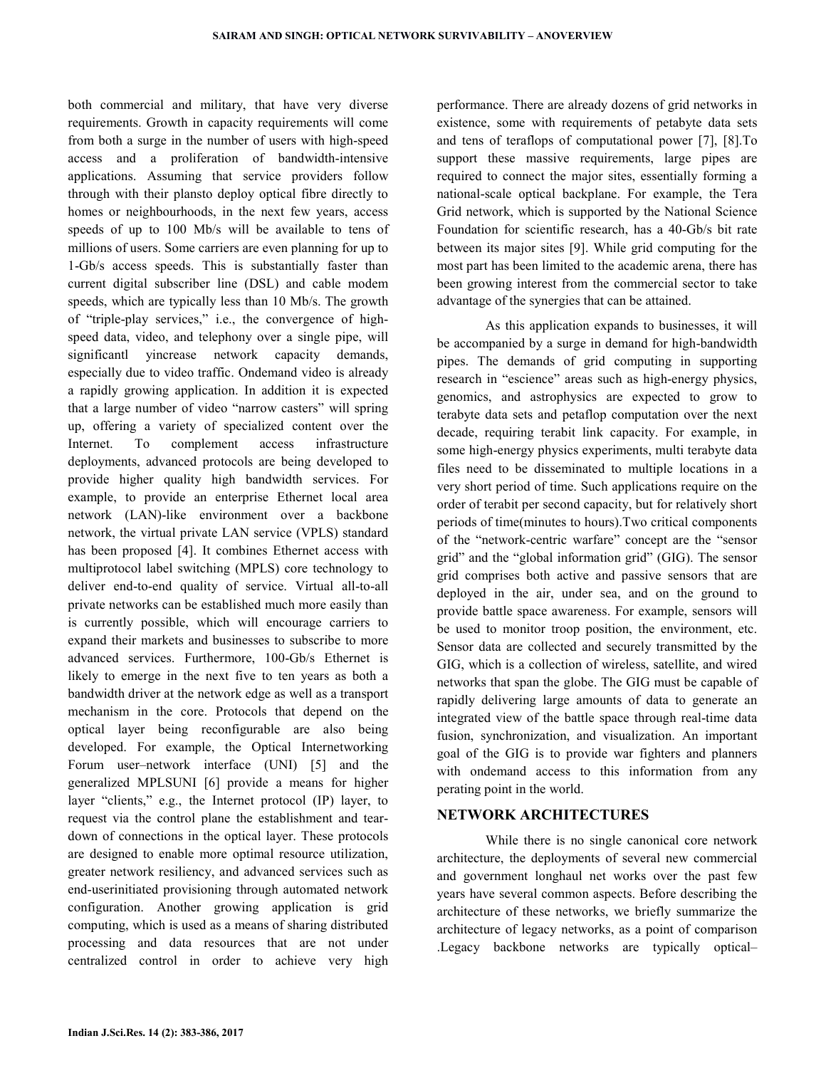both commercial and military, that have very diverse requirements. Growth in capacity requirements will come from both a surge in the number of users with high-speed access and a proliferation of bandwidth-intensive applications. Assuming that service providers follow through with their plansto deploy optical fibre directly to homes or neighbourhoods, in the next few years, access speeds of up to 100 Mb/s will be available to tens of millions of users. Some carriers are even planning for up to 1-Gb/s access speeds. This is substantially faster than current digital subscriber line (DSL) and cable modem speeds, which are typically less than 10 Mb/s. The growth of "triple-play services," i.e., the convergence of high-speed data, video, and telephony over a single pipe, will significantl yincrease network capacity demands, especially due to video traffic. Ondemand video is already a rapidly growing application. In addition it is expected that a large number of video "narrow casters" will spring up, offering a variety of specialized content over the Internet. To complement access infrastructure deployments, advanced protocols are being developed to provide higher quality high bandwidth services. For example, to provide an enterprise Ethernet local area network (LAN)-like environment over a backbone network, the virtual private LAN service (VPLS) standard has been proposed [4]. It combines Ethernet access with multiprotocol label switching (MPLS) core technology to deliver end-to-end quality of service. Virtual all-to-all private networks can be established much more easily than is currently possible, which will encourage carriers to expand their markets and businesses to subscribe to more advanced services. Furthermore, 100-Gb/s Ethernet is likely to emerge in the next five to ten years as both a bandwidth driver at the network edge as well as a transport mechanism in the core. Protocols that depend on the optical layer being reconfigurable are also being developed. For example, the Optical Internetworking Forum user–network interface (UNI) [5] and the generalized MPLSUNI [6] provide a means for higher layer "clients," e.g., the Internet protocol (IP) layer, to request via the control plane the establishment and tear-down of connections in the optical layer. These protocols are designed to enable more optimal resource utilization, greater network resiliency, and advanced services such as end-userinitiated provisioning through automated network configuration. Another growing application is grid computing, which is used as a means of sharing distributed processing and data resources that are not under centralized control in order to achieve very high performance. There are already dozens of grid networks in existence, some with requirements of petabyte data sets and tens of teraflops of computational power [7], [8].To support these massive requirements, large pipes are required to connect the major sites, essentially forming a national-scale optical backplane. For example, the Tera Grid network, which is supported by the National Science Foundation for scientific research, has a 40-Gb/s bit rate between its major sites [9]. While grid computing for the most part has been limited to the academic arena, there has been growing interest from the commercial sector to take advantage of the synergies that can be attained.

As this application expands to businesses, it will be accompanied by a surge in demand for high-bandwidth pipes. The demands of grid computing in supporting research in "escience" areas such as high-energy physics, genomics, and astrophysics are expected to grow to terabyte data sets and petaflop computation over the next decade, requiring terabit link capacity. For example, in some high-energy physics experiments, multi terabyte data files need to be disseminated to multiple locations in a very short period of time. Such applications require on the order of terabit per second capacity, but for relatively short periods of time(minutes to hours).Two critical components of the "network-centric warfare" concept are the "sensor grid" and the "global information grid" (GIG). The sensor grid comprises both active and passive sensors that are deployed in the air, under sea, and on the ground to provide battle space awareness. For example, sensors will be used to monitor troop position, the environment, etc. Sensor data are collected and securely transmitted by the GIG, which is a collection of wireless, satellite, and wired networks that span the globe. The GIG must be capable of rapidly delivering large amounts of data to generate an integrated view of the battle space through real-time data fusion, synchronization, and visualization. An important goal of the GIG is to provide war fighters and planners with ondemand access to this information from any perating point in the world.

## NETWORK ARCHITECTURES

While there is no single canonical core network architecture, the deployments of several new commercial and government longhaul net works over the past few years have several common aspects. Before describing the architecture of these networks, we briefly summarize the architecture of legacy networks, as a point of comparison .Legacy backbone networks are typically optical–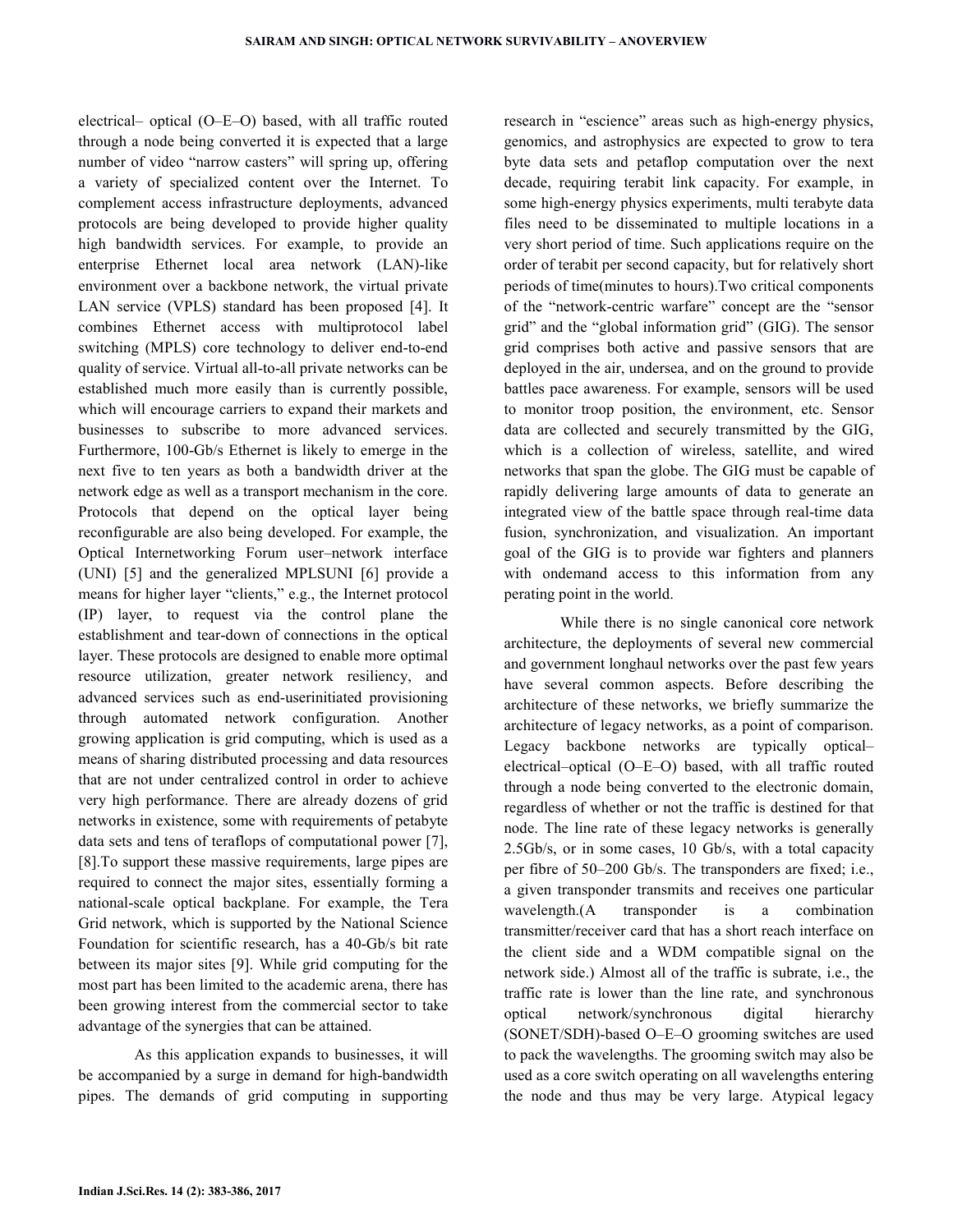electrical– optical (O–E–O) based, with all traffic routed through a node being converted it is expected that a large number of video "narrow casters" will spring up, offering a variety of specialized content over the Internet. To complement access infrastructure deployments, advanced protocols are being developed to provide higher quality high bandwidth services. For example, to provide an enterprise Ethernet local area network (LAN)-like environment over a backbone network, the virtual private LAN service (VPLS) standard has been proposed [4]. It combines Ethernet access with multiprotocol label switching (MPLS) core technology to deliver end-to-end quality of service. Virtual all-to-all private networks can be established much more easily than is currently possible, which will encourage carriers to expand their markets and businesses to subscribe to more advanced services. Furthermore, 100-Gb/s Ethernet is likely to emerge in the next five to ten years as both a bandwidth driver at the network edge as well as a transport mechanism in the core. Protocols that depend on the optical layer being reconfigurable are also being developed. For example, the Optical Internetworking Forum user–network interface (UNI) [5] and the generalized MPLSUNI [6] provide a means for higher layer "clients," e.g., the Internet protocol (IP) layer, to request via the control plane the establishment and tear-down of connections in the optical layer. These protocols are designed to enable more optimal resource utilization, greater network resiliency, and advanced services such as end-userinitiated provisioning through automated network configuration. Another growing application is grid computing, which is used as a means of sharing distributed processing and data resources that are not under centralized control in order to achieve very high performance. There are already dozens of grid networks in existence, some with requirements of petabyte data sets and tens of teraflops of computational power [7], [8].To support these massive requirements, large pipes are required to connect the major sites, essentially forming a national-scale optical backplane. For example, the Tera Grid network, which is supported by the National Science Foundation for scientific research, has a 40-Gb/s bit rate between its major sites [9]. While grid computing for the most part has been limited to the academic arena, there has been growing interest from the commercial sector to take advantage of the synergies that can be attained.

As this application expands to businesses, it will be accompanied by a surge in demand for high-bandwidth pipes. The demands of grid computing in supporting research in "escience" areas such as high-energy physics, genomics, and astrophysics are expected to grow to tera byte data sets and petaflop computation over the next decade, requiring terabit link capacity. For example, in some high-energy physics experiments, multi terabyte data files need to be disseminated to multiple locations in a very short period of time. Such applications require on the order of terabit per second capacity, but for relatively short periods of time(minutes to hours).Two critical components of the "network-centric warfare" concept are the "sensor grid" and the "global information grid" (GIG). The sensor grid comprises both active and passive sensors that are deployed in the air, undersea, and on the ground to provide battles pace awareness. For example, sensors will be used to monitor troop position, the environment, etc. Sensor data are collected and securely transmitted by the GIG, which is a collection of wireless, satellite, and wired networks that span the globe. The GIG must be capable of rapidly delivering large amounts of data to generate an integrated view of the battle space through real-time data fusion, synchronization, and visualization. An important goal of the GIG is to provide war fighters and planners with ondemand access to this information from any perating point in the world.

While there is no single canonical core network architecture, the deployments of several new commercial and government longhaul networks over the past few years have several common aspects. Before describing the architecture of these networks, we briefly summarize the architecture of legacy networks, as a point of comparison. Legacy backbone networks are typically optical–electrical–optical (O–E–O) based, with all traffic routed through a node being converted to the electronic domain, regardless of whether or not the traffic is destined for that node. The line rate of these legacy networks is generally 2.5Gb/s, or in some cases, 10 Gb/s, with a total capacity per fibre of 50–200 Gb/s. The transponders are fixed; i.e., a given transponder transmits and receives one particular wavelength.(A transponder is a combination transmitter/receiver card that has a short reach interface on the client side and a WDM compatible signal on the network side.) Almost all of the traffic is subrate, i.e., the traffic rate is lower than the line rate, and synchronous optical network/synchronous digital hierarchy (SONET/SDH)-based O–E–O grooming switches are used to pack the wavelengths. The grooming switch may also be used as a core switch operating on all wavelengths entering the node and thus may be very large. Atypical legacy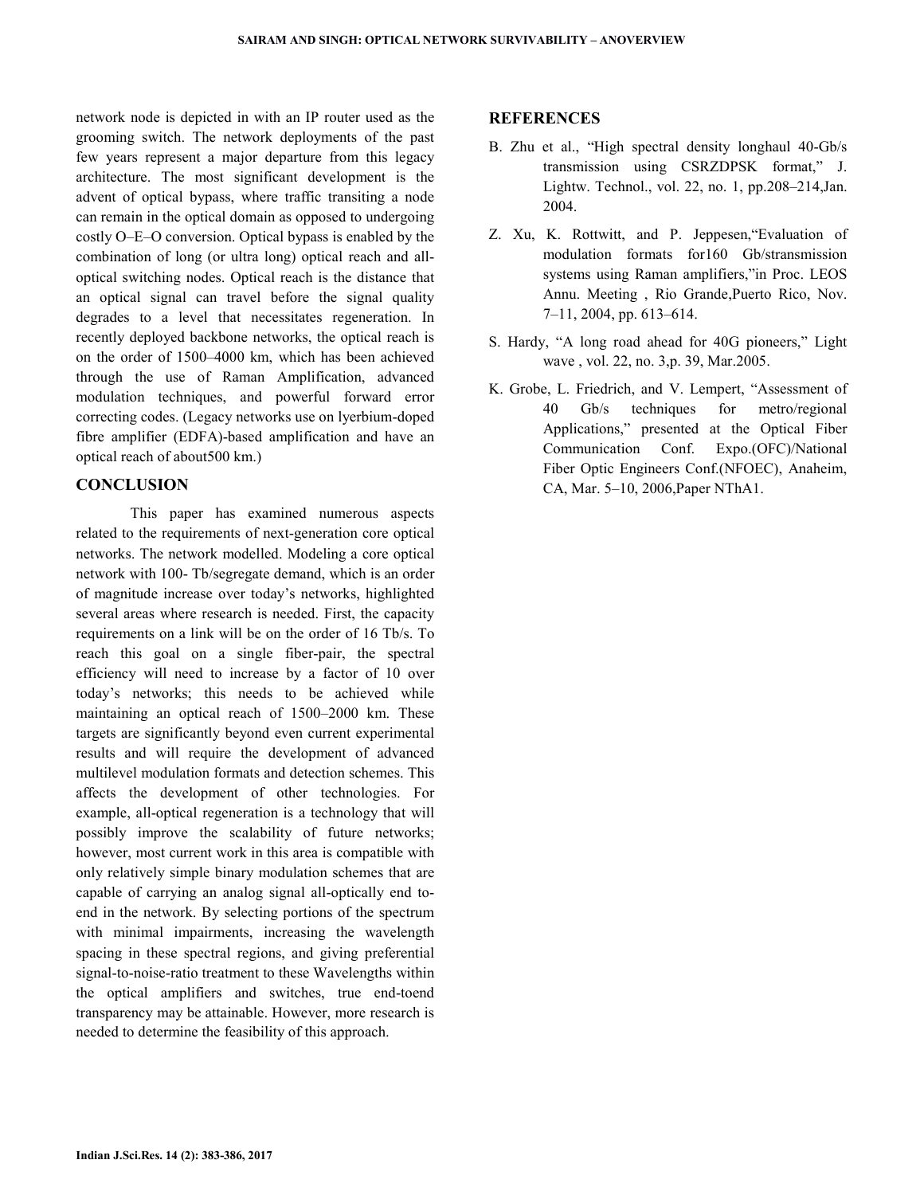network node is depicted in with an IP router used as the grooming switch. The network deployments of the past few years represent a major departure from this legacy architecture. The most significant development is the advent of optical bypass, where traffic transiting a node can remain in the optical domain as opposed to undergoing costly O–E–O conversion. Optical bypass is enabled by the combination of long (or ultra long) optical reach and all-optical switching nodes. Optical reach is the distance that an optical signal can travel before the signal quality degrades to a level that necessitates regeneration. In recently deployed backbone networks, the optical reach is on the order of 1500–4000 km, which has been achieved through the use of Raman Amplification, advanced modulation techniques, and powerful forward error correcting codes. (Legacy networks use on lyerbium-doped fibre amplifier (EDFA)-based amplification and have an optical reach of about500 km.)

## CONCLUSION

This paper has examined numerous aspects related to the requirements of next-generation core optical networks. The network modelled. Modeling a core optical network with 100- Tb/segregate demand, which is an order of magnitude increase over today's networks, highlighted several areas where research is needed. First, the capacity requirements on a link will be on the order of 16 Tb/s. To reach this goal on a single fiber-pair, the spectral efficiency will need to increase by a factor of 10 over today's networks; this needs to be achieved while maintaining an optical reach of 1500–2000 km. These targets are significantly beyond even current experimental results and will require the development of advanced multilevel modulation formats and detection schemes. This affects the development of other technologies. For example, all-optical regeneration is a technology that will possibly improve the scalability of future networks; however, most current work in this area is compatible with only relatively simple binary modulation schemes that are capable of carrying an analog signal all-optically end to-end in the network. By selecting portions of the spectrum with minimal impairments, increasing the wavelength spacing in these spectral regions, and giving preferential signal-to-noise-ratio treatment to these Wavelengths within the optical amplifiers and switches, true end-toend transparency may be attainable. However, more research is needed to determine the feasibility of this approach.

## REFERENCES

B. Zhu et al., "High spectral density longhaul 40-Gb/s transmission using CSRZDPSK format," J. Lightw. Technol., vol. 22, no. 1, pp.208–214,Jan. 2004.

Z. Xu, K. Rottwitt, and P. Jeppesen,"Evaluation of modulation formats for160 Gb/stransmission systems using Raman amplifiers,"in Proc. LEOS Annu. Meeting , Rio Grande,Puerto Rico, Nov. 7–11, 2004, pp. 613–614.

S. Hardy, "A long road ahead for 40G pioneers," Light wave , vol. 22, no. 3,p. 39, Mar.2005.

K. Grobe, L. Friedrich, and V. Lempert, "Assessment of 40 Gb/s techniques for metro/regional Applications," presented at the Optical Fiber Communication Conf. Expo.(OFC)/National Fiber Optic Engineers Conf.(NFOEC), Anaheim, CA, Mar. 5–10, 2006,Paper NThA1.